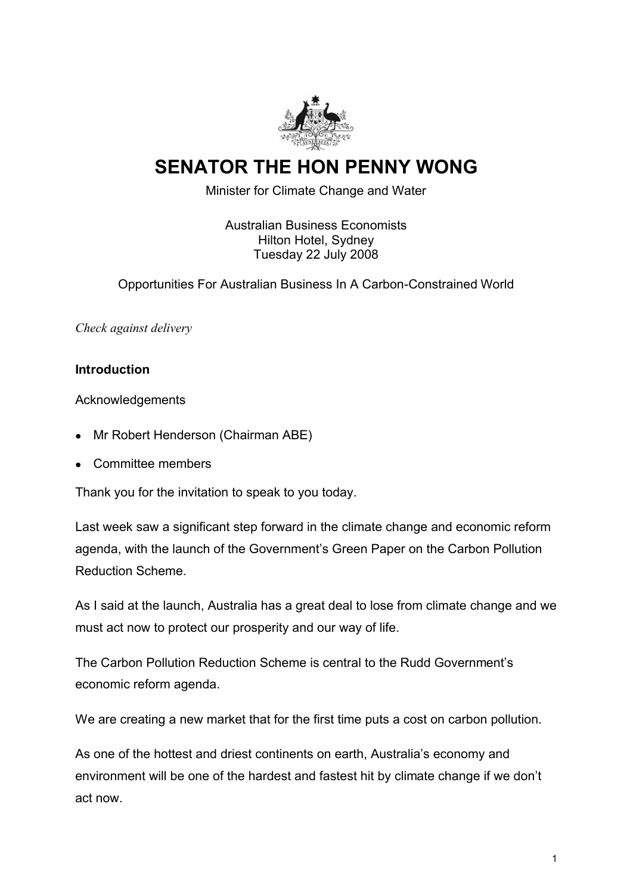# SENATOR THE HON PENNY WONG

Minister for Climate Change and Water

Australian Business Economists
Hilton Hotel, Sydney
Tuesday 22 July 2008

Opportunities For Australian Business In A Carbon-Constrained World

*Check against delivery*

**Introduction**

Acknowledgements

- Mr Robert Henderson (Chairman ABE)
- Committee members

Thank you for the invitation to speak to you today.

Last week saw a significant step forward in the climate change and economic reform agenda, with the launch of the Government's Green Paper on the Carbon Pollution Reduction Scheme.

As I said at the launch, Australia has a great deal to lose from climate change and we must act now to protect our prosperity and our way of life.

The Carbon Pollution Reduction Scheme is central to the Rudd Government's economic reform agenda.

We are creating a new market that for the first time puts a cost on carbon pollution.

As one of the hottest and driest continents on earth, Australia's economy and environment will be one of the hardest and fastest hit by climate change if we don't act now.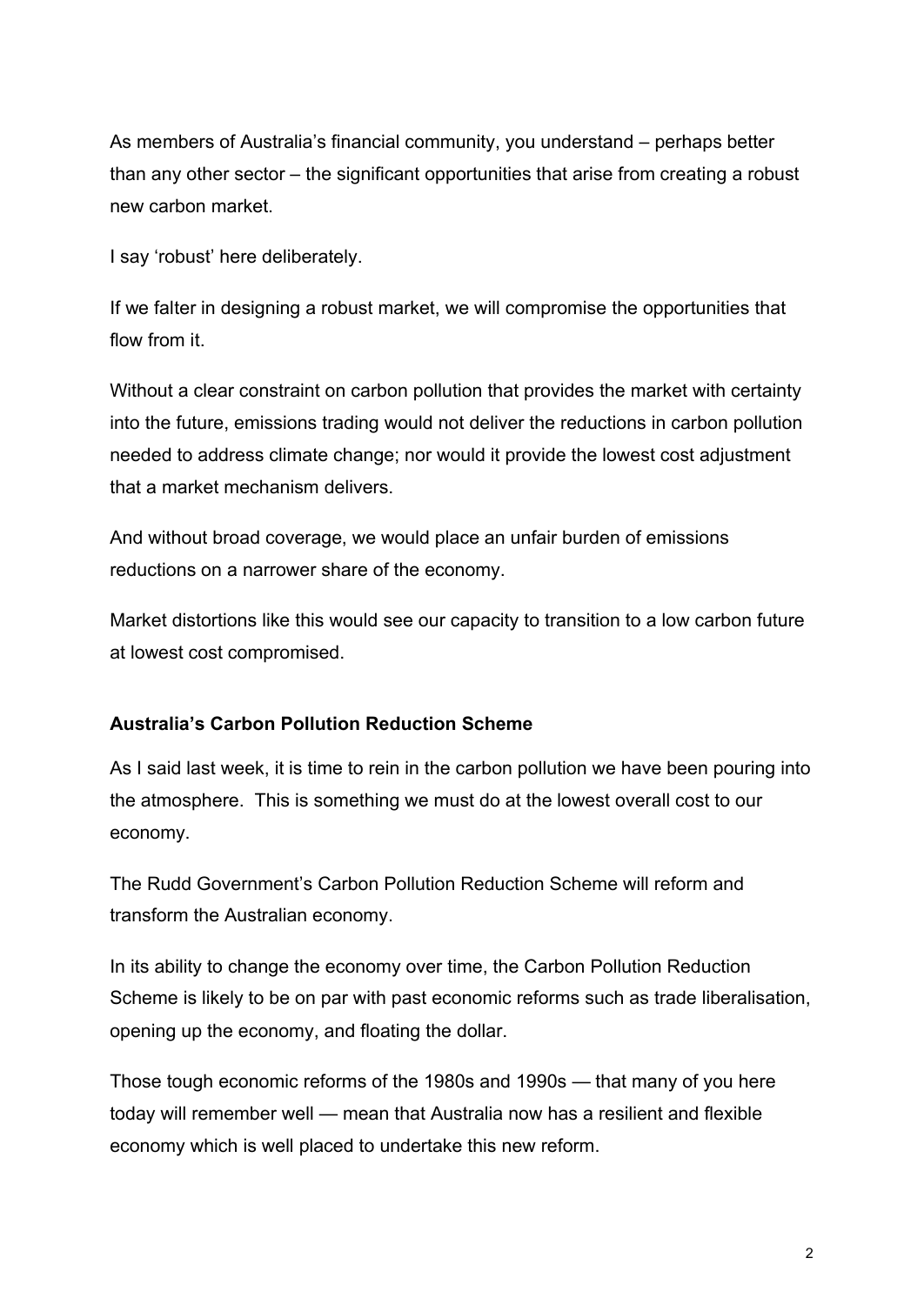As members of Australia's financial community, you understand – perhaps better than any other sector – the significant opportunities that arise from creating a robust new carbon market.

I say 'robust' here deliberately.

If we falter in designing a robust market, we will compromise the opportunities that flow from it.

Without a clear constraint on carbon pollution that provides the market with certainty into the future, emissions trading would not deliver the reductions in carbon pollution needed to address climate change; nor would it provide the lowest cost adjustment that a market mechanism delivers.

And without broad coverage, we would place an unfair burden of emissions reductions on a narrower share of the economy.

Market distortions like this would see our capacity to transition to a low carbon future at lowest cost compromised.

**Australia's Carbon Pollution Reduction Scheme**

As I said last week, it is time to rein in the carbon pollution we have been pouring into the atmosphere. This is something we must do at the lowest overall cost to our economy.

The Rudd Government's Carbon Pollution Reduction Scheme will reform and transform the Australian economy.

In its ability to change the economy over time, the Carbon Pollution Reduction Scheme is likely to be on par with past economic reforms such as trade liberalisation, opening up the economy, and floating the dollar.

Those tough economic reforms of the 1980s and 1990s — that many of you here today will remember well — mean that Australia now has a resilient and flexible economy which is well placed to undertake this new reform.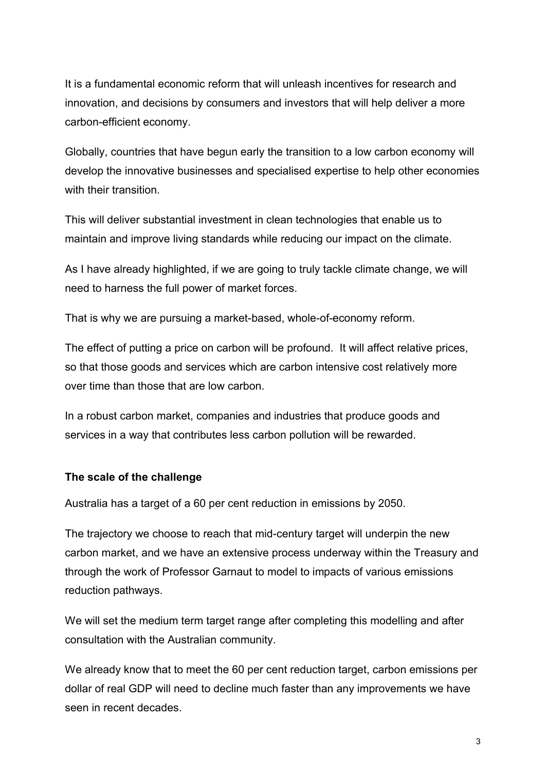It is a fundamental economic reform that will unleash incentives for research and innovation, and decisions by consumers and investors that will help deliver a more carbon-efficient economy.

Globally, countries that have begun early the transition to a low carbon economy will develop the innovative businesses and specialised expertise to help other economies with their transition.

This will deliver substantial investment in clean technologies that enable us to maintain and improve living standards while reducing our impact on the climate.

As I have already highlighted, if we are going to truly tackle climate change, we will need to harness the full power of market forces.

That is why we are pursuing a market-based, whole-of-economy reform.

The effect of putting a price on carbon will be profound. It will affect relative prices, so that those goods and services which are carbon intensive cost relatively more over time than those that are low carbon.

In a robust carbon market, companies and industries that produce goods and services in a way that contributes less carbon pollution will be rewarded.

**The scale of the challenge**

Australia has a target of a 60 per cent reduction in emissions by 2050.

The trajectory we choose to reach that mid-century target will underpin the new carbon market, and we have an extensive process underway within the Treasury and through the work of Professor Garnaut to model to impacts of various emissions reduction pathways.

We will set the medium term target range after completing this modelling and after consultation with the Australian community.

We already know that to meet the 60 per cent reduction target, carbon emissions per dollar of real GDP will need to decline much faster than any improvements we have seen in recent decades.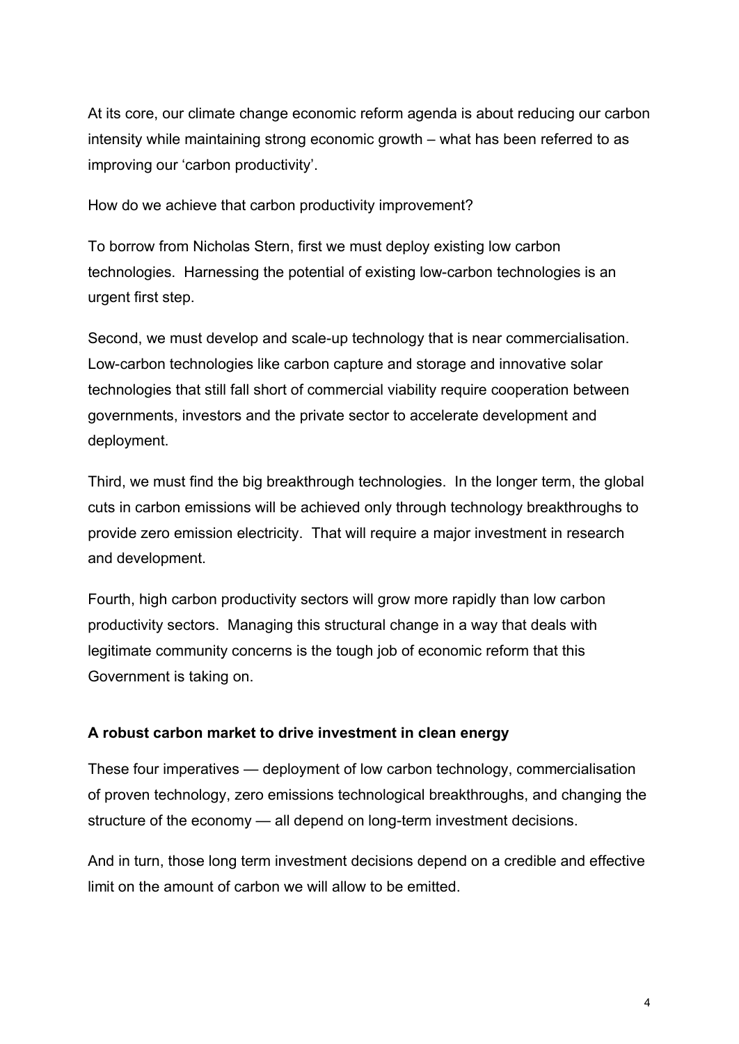At its core, our climate change economic reform agenda is about reducing our carbon intensity while maintaining strong economic growth – what has been referred to as improving our 'carbon productivity'.

How do we achieve that carbon productivity improvement?

To borrow from Nicholas Stern, first we must deploy existing low carbon technologies. Harnessing the potential of existing low-carbon technologies is an urgent first step.

Second, we must develop and scale-up technology that is near commercialisation. Low-carbon technologies like carbon capture and storage and innovative solar technologies that still fall short of commercial viability require cooperation between governments, investors and the private sector to accelerate development and deployment.

Third, we must find the big breakthrough technologies. In the longer term, the global cuts in carbon emissions will be achieved only through technology breakthroughs to provide zero emission electricity. That will require a major investment in research and development.

Fourth, high carbon productivity sectors will grow more rapidly than low carbon productivity sectors. Managing this structural change in a way that deals with legitimate community concerns is the tough job of economic reform that this Government is taking on.

**A robust carbon market to drive investment in clean energy**

These four imperatives — deployment of low carbon technology, commercialisation of proven technology, zero emissions technological breakthroughs, and changing the structure of the economy — all depend on long-term investment decisions.

And in turn, those long term investment decisions depend on a credible and effective limit on the amount of carbon we will allow to be emitted.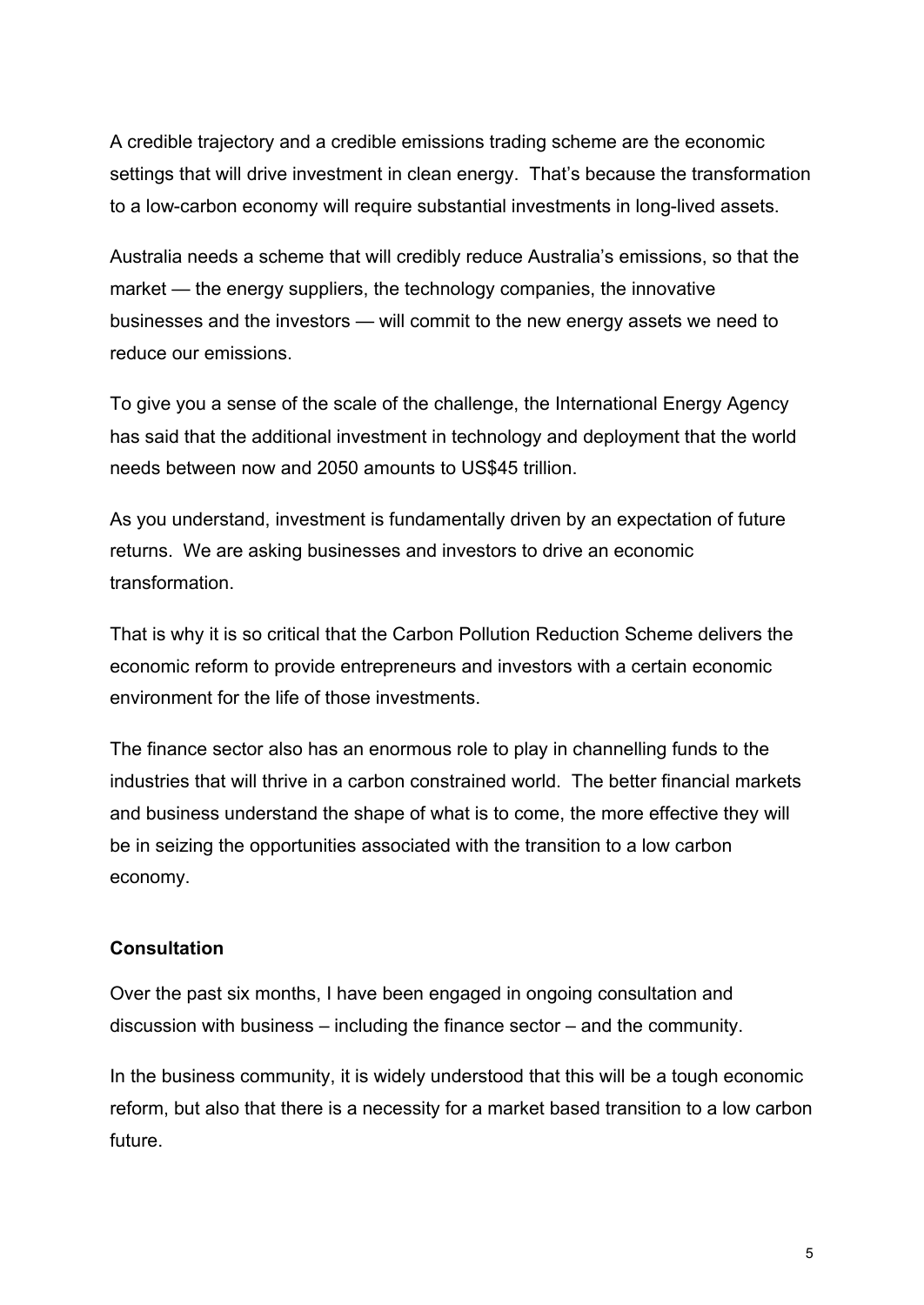A credible trajectory and a credible emissions trading scheme are the economic settings that will drive investment in clean energy. That's because the transformation to a low-carbon economy will require substantial investments in long-lived assets.

Australia needs a scheme that will credibly reduce Australia's emissions, so that the market — the energy suppliers, the technology companies, the innovative businesses and the investors — will commit to the new energy assets we need to reduce our emissions.

To give you a sense of the scale of the challenge, the International Energy Agency has said that the additional investment in technology and deployment that the world needs between now and 2050 amounts to US$45 trillion.

As you understand, investment is fundamentally driven by an expectation of future returns. We are asking businesses and investors to drive an economic transformation.

That is why it is so critical that the Carbon Pollution Reduction Scheme delivers the economic reform to provide entrepreneurs and investors with a certain economic environment for the life of those investments.

The finance sector also has an enormous role to play in channelling funds to the industries that will thrive in a carbon constrained world. The better financial markets and business understand the shape of what is to come, the more effective they will be in seizing the opportunities associated with the transition to a low carbon economy.

**Consultation**

Over the past six months, I have been engaged in ongoing consultation and discussion with business – including the finance sector – and the community.

In the business community, it is widely understood that this will be a tough economic reform, but also that there is a necessity for a market based transition to a low carbon future.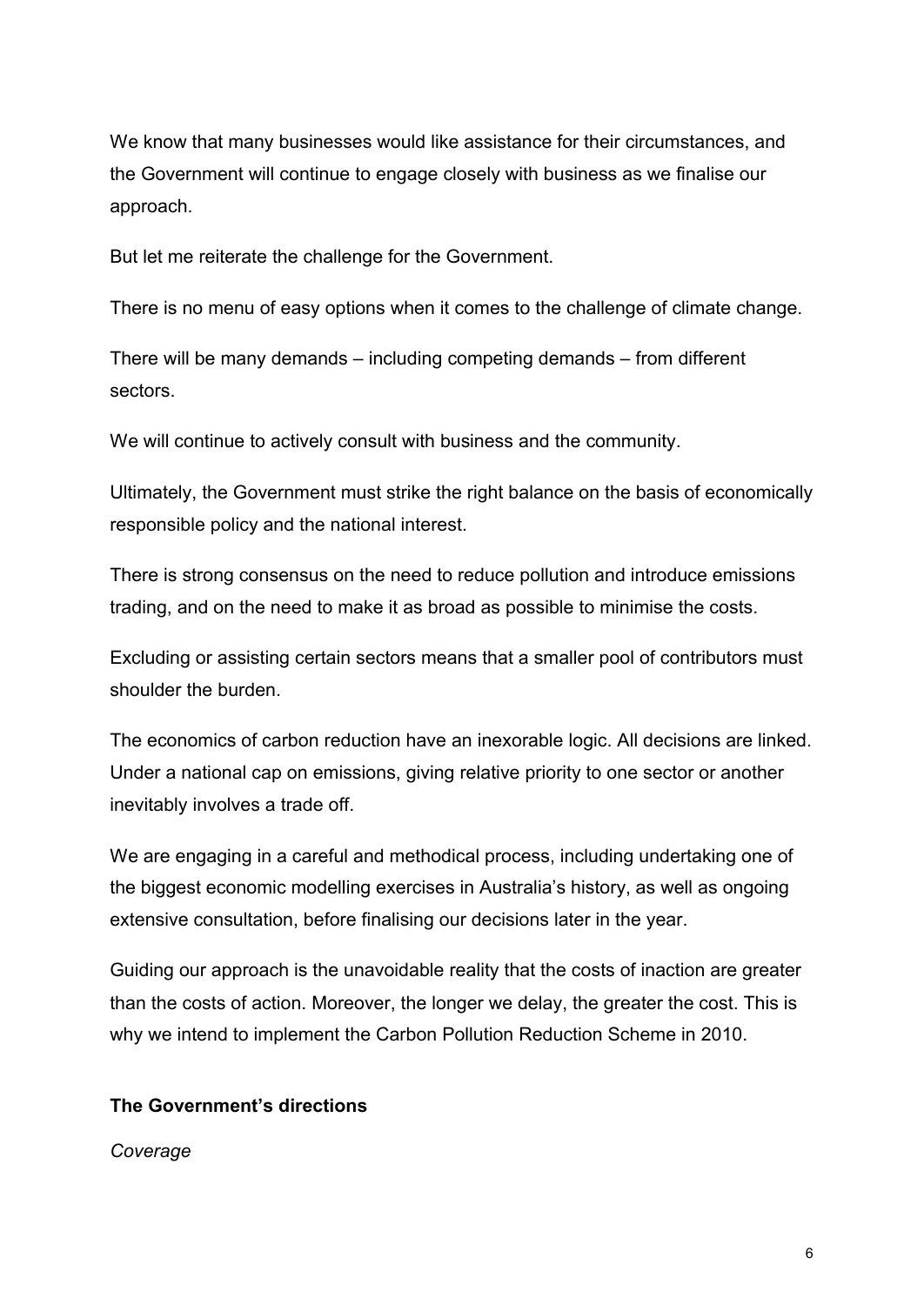We know that many businesses would like assistance for their circumstances, and the Government will continue to engage closely with business as we finalise our approach.

But let me reiterate the challenge for the Government.

There is no menu of easy options when it comes to the challenge of climate change.

There will be many demands – including competing demands – from different sectors.

We will continue to actively consult with business and the community.

Ultimately, the Government must strike the right balance on the basis of economically responsible policy and the national interest.

There is strong consensus on the need to reduce pollution and introduce emissions trading, and on the need to make it as broad as possible to minimise the costs.

Excluding or assisting certain sectors means that a smaller pool of contributors must shoulder the burden.

The economics of carbon reduction have an inexorable logic. All decisions are linked. Under a national cap on emissions, giving relative priority to one sector or another inevitably involves a trade off.

We are engaging in a careful and methodical process, including undertaking one of the biggest economic modelling exercises in Australia's history, as well as ongoing extensive consultation, before finalising our decisions later in the year.

Guiding our approach is the unavoidable reality that the costs of inaction are greater than the costs of action. Moreover, the longer we delay, the greater the cost. This is why we intend to implement the Carbon Pollution Reduction Scheme in 2010.

**The Government's directions**

*Coverage*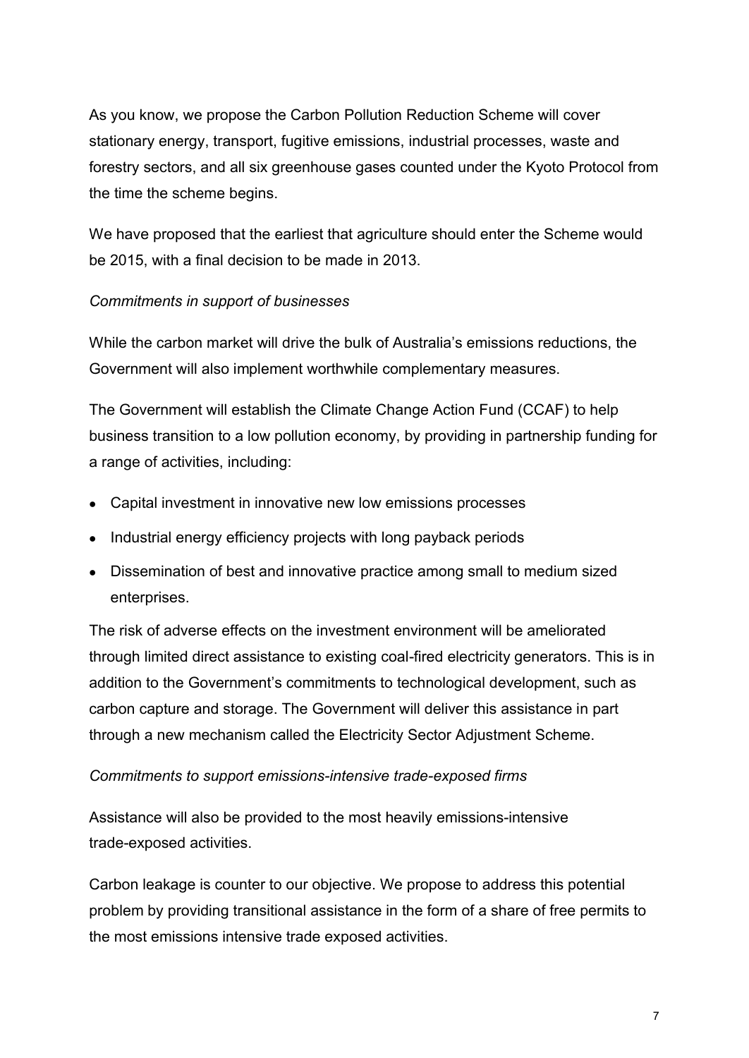As you know, we propose the Carbon Pollution Reduction Scheme will cover stationary energy, transport, fugitive emissions, industrial processes, waste and forestry sectors, and all six greenhouse gases counted under the Kyoto Protocol from the time the scheme begins.

We have proposed that the earliest that agriculture should enter the Scheme would be 2015, with a final decision to be made in 2013.

*Commitments in support of businesses*

While the carbon market will drive the bulk of Australia's emissions reductions, the Government will also implement worthwhile complementary measures.

The Government will establish the Climate Change Action Fund (CCAF) to help business transition to a low pollution economy, by providing in partnership funding for a range of activities, including:

- Capital investment in innovative new low emissions processes
- Industrial energy efficiency projects with long payback periods
- Dissemination of best and innovative practice among small to medium sized enterprises.

The risk of adverse effects on the investment environment will be ameliorated through limited direct assistance to existing coal-fired electricity generators. This is in addition to the Government's commitments to technological development, such as carbon capture and storage. The Government will deliver this assistance in part through a new mechanism called the Electricity Sector Adjustment Scheme.

*Commitments to support emissions-intensive trade-exposed firms*

Assistance will also be provided to the most heavily emissions-intensive trade-exposed activities.

Carbon leakage is counter to our objective. We propose to address this potential problem by providing transitional assistance in the form of a share of free permits to the most emissions intensive trade exposed activities.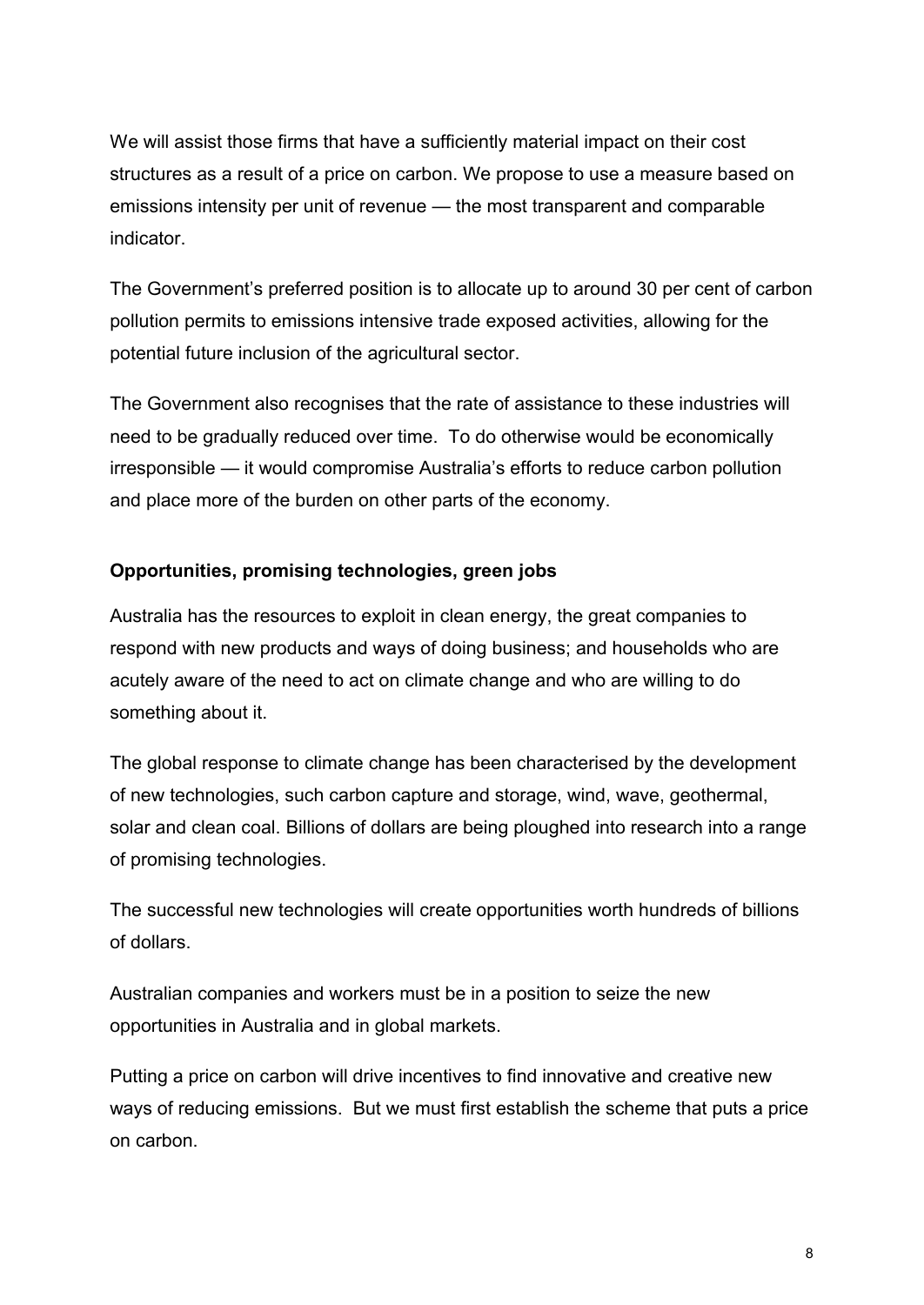We will assist those firms that have a sufficiently material impact on their cost structures as a result of a price on carbon. We propose to use a measure based on emissions intensity per unit of revenue — the most transparent and comparable indicator.

The Government's preferred position is to allocate up to around 30 per cent of carbon pollution permits to emissions intensive trade exposed activities, allowing for the potential future inclusion of the agricultural sector.

The Government also recognises that the rate of assistance to these industries will need to be gradually reduced over time. To do otherwise would be economically irresponsible — it would compromise Australia's efforts to reduce carbon pollution and place more of the burden on other parts of the economy.

**Opportunities, promising technologies, green jobs**

Australia has the resources to exploit in clean energy, the great companies to respond with new products and ways of doing business; and households who are acutely aware of the need to act on climate change and who are willing to do something about it.

The global response to climate change has been characterised by the development of new technologies, such carbon capture and storage, wind, wave, geothermal, solar and clean coal. Billions of dollars are being ploughed into research into a range of promising technologies.

The successful new technologies will create opportunities worth hundreds of billions of dollars.

Australian companies and workers must be in a position to seize the new opportunities in Australia and in global markets.

Putting a price on carbon will drive incentives to find innovative and creative new ways of reducing emissions. But we must first establish the scheme that puts a price on carbon.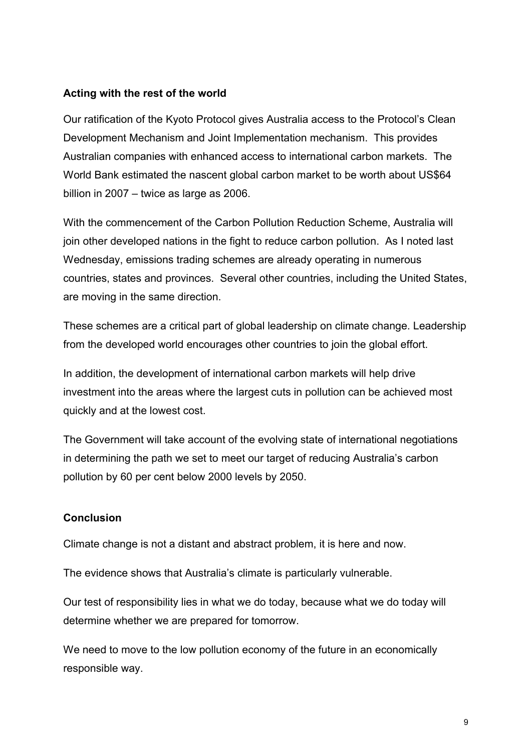**Acting with the rest of the world**

Our ratification of the Kyoto Protocol gives Australia access to the Protocol's Clean Development Mechanism and Joint Implementation mechanism. This provides Australian companies with enhanced access to international carbon markets. The World Bank estimated the nascent global carbon market to be worth about US$64 billion in 2007 – twice as large as 2006.

With the commencement of the Carbon Pollution Reduction Scheme, Australia will join other developed nations in the fight to reduce carbon pollution. As I noted last Wednesday, emissions trading schemes are already operating in numerous countries, states and provinces. Several other countries, including the United States, are moving in the same direction.

These schemes are a critical part of global leadership on climate change. Leadership from the developed world encourages other countries to join the global effort.

In addition, the development of international carbon markets will help drive investment into the areas where the largest cuts in pollution can be achieved most quickly and at the lowest cost.

The Government will take account of the evolving state of international negotiations in determining the path we set to meet our target of reducing Australia's carbon pollution by 60 per cent below 2000 levels by 2050.

**Conclusion**

Climate change is not a distant and abstract problem, it is here and now.

The evidence shows that Australia's climate is particularly vulnerable.

Our test of responsibility lies in what we do today, because what we do today will determine whether we are prepared for tomorrow.

We need to move to the low pollution economy of the future in an economically responsible way.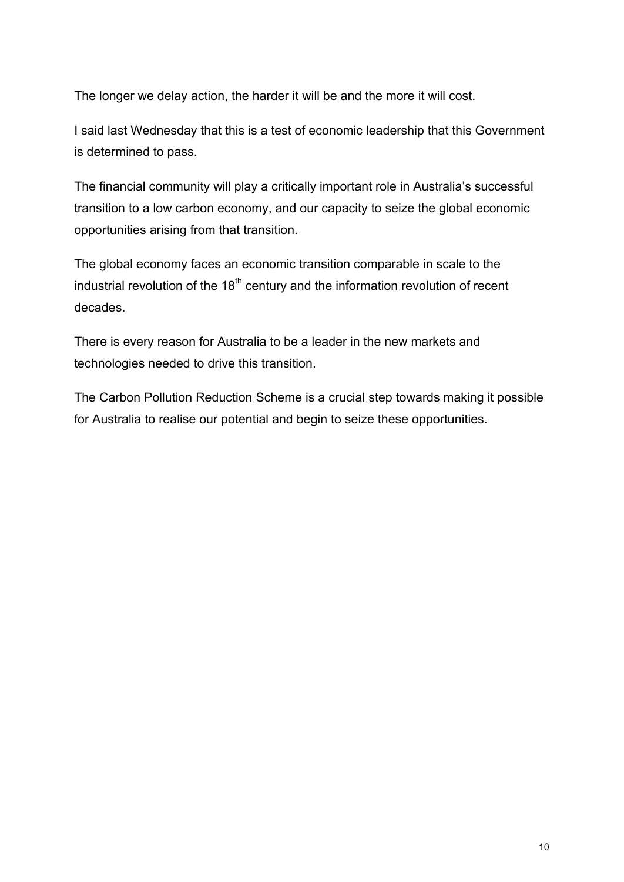The longer we delay action, the harder it will be and the more it will cost.

I said last Wednesday that this is a test of economic leadership that this Government is determined to pass.

The financial community will play a critically important role in Australia's successful transition to a low carbon economy, and our capacity to seize the global economic opportunities arising from that transition.

The global economy faces an economic transition comparable in scale to the industrial revolution of the 18th century and the information revolution of recent decades.

There is every reason for Australia to be a leader in the new markets and technologies needed to drive this transition.

The Carbon Pollution Reduction Scheme is a crucial step towards making it possible for Australia to realise our potential and begin to seize these opportunities.